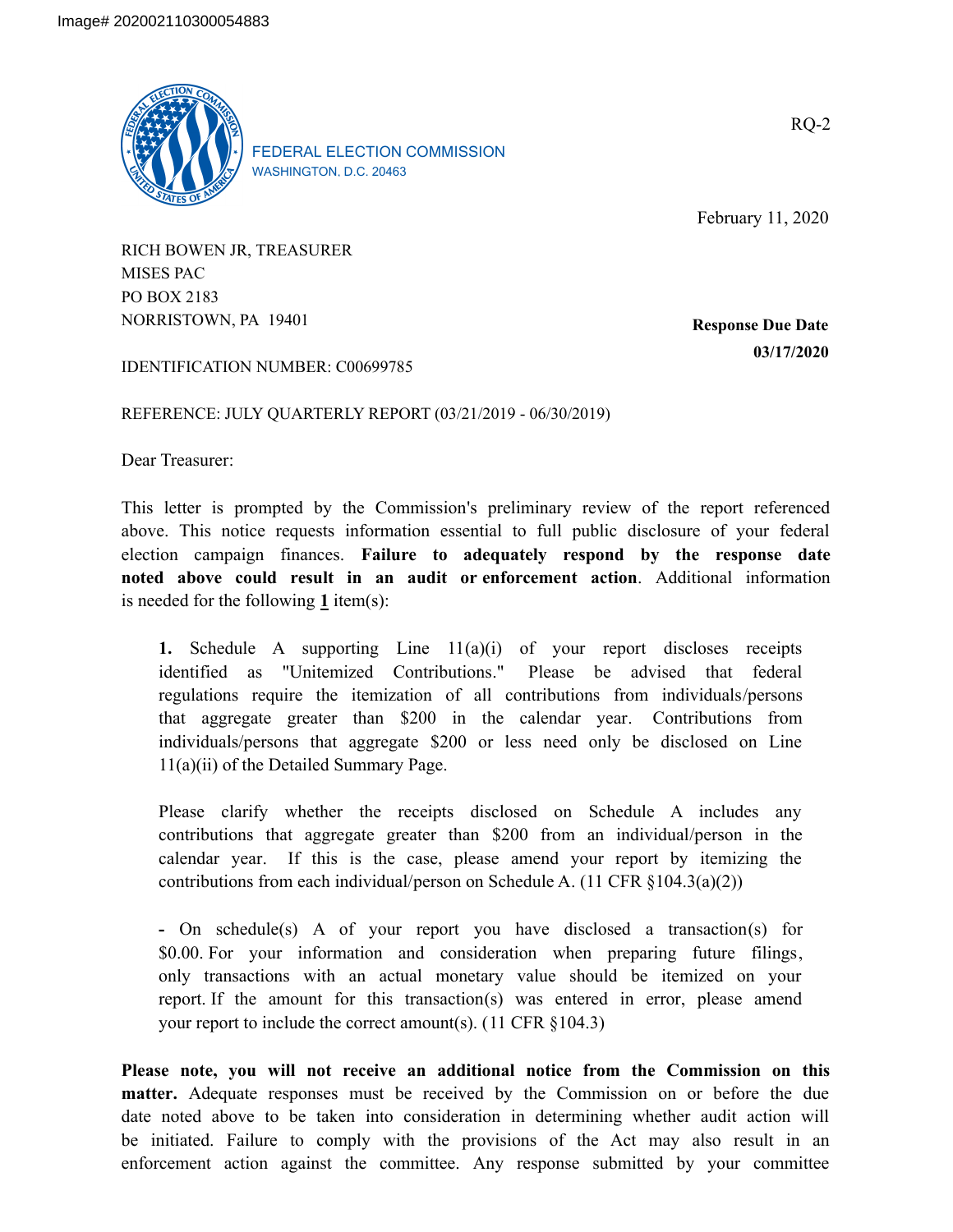Image# 202002110300054883

FEDERAL ELECTION COMMISSION
WASHINGTON, D.C. 20463

RQ-2

February 11, 2020

RICH BOWEN JR, TREASURER
MISES PAC
PO BOX 2183
NORRISTOWN, PA 19401

**Response Due Date**
**03/17/2020**

IDENTIFICATION NUMBER: C00699785

REFERENCE: JULY QUARTERLY REPORT (03/21/2019 - 06/30/2019)

Dear Treasurer:

This letter is prompted by the Commission's preliminary review of the report referenced above. This notice requests information essential to full public disclosure of your federal election campaign finances. **Failure to adequately respond by the response date noted above could result in an audit or enforcement action**. Additional information is needed for the following **1** item(s):

> **1.** Schedule A supporting Line 11(a)(i) of your report discloses receipts identified as "Unitemized Contributions." Please be advised that federal regulations require the itemization of all contributions from individuals/persons that aggregate greater than $200 in the calendar year. Contributions from individuals/persons that aggregate $200 or less need only be disclosed on Line 11(a)(ii) of the Detailed Summary Page.
>
> Please clarify whether the receipts disclosed on Schedule A includes any contributions that aggregate greater than $200 from an individual/person in the calendar year. If this is the case, please amend your report by itemizing the contributions from each individual/person on Schedule A. (11 CFR §104.3(a)(2))
>
> **-** On schedule(s) A of your report you have disclosed a transaction(s) for $0.00. For your information and consideration when preparing future filings, only transactions with an actual monetary value should be itemized on your report. If the amount for this transaction(s) was entered in error, please amend your report to include the correct amount(s). (11 CFR §104.3)

**Please note, you will not receive an additional notice from the Commission on this matter.** Adequate responses must be received by the Commission on or before the due date noted above to be taken into consideration in determining whether audit action will be initiated. Failure to comply with the provisions of the Act may also result in an enforcement action against the committee. Any response submitted by your committee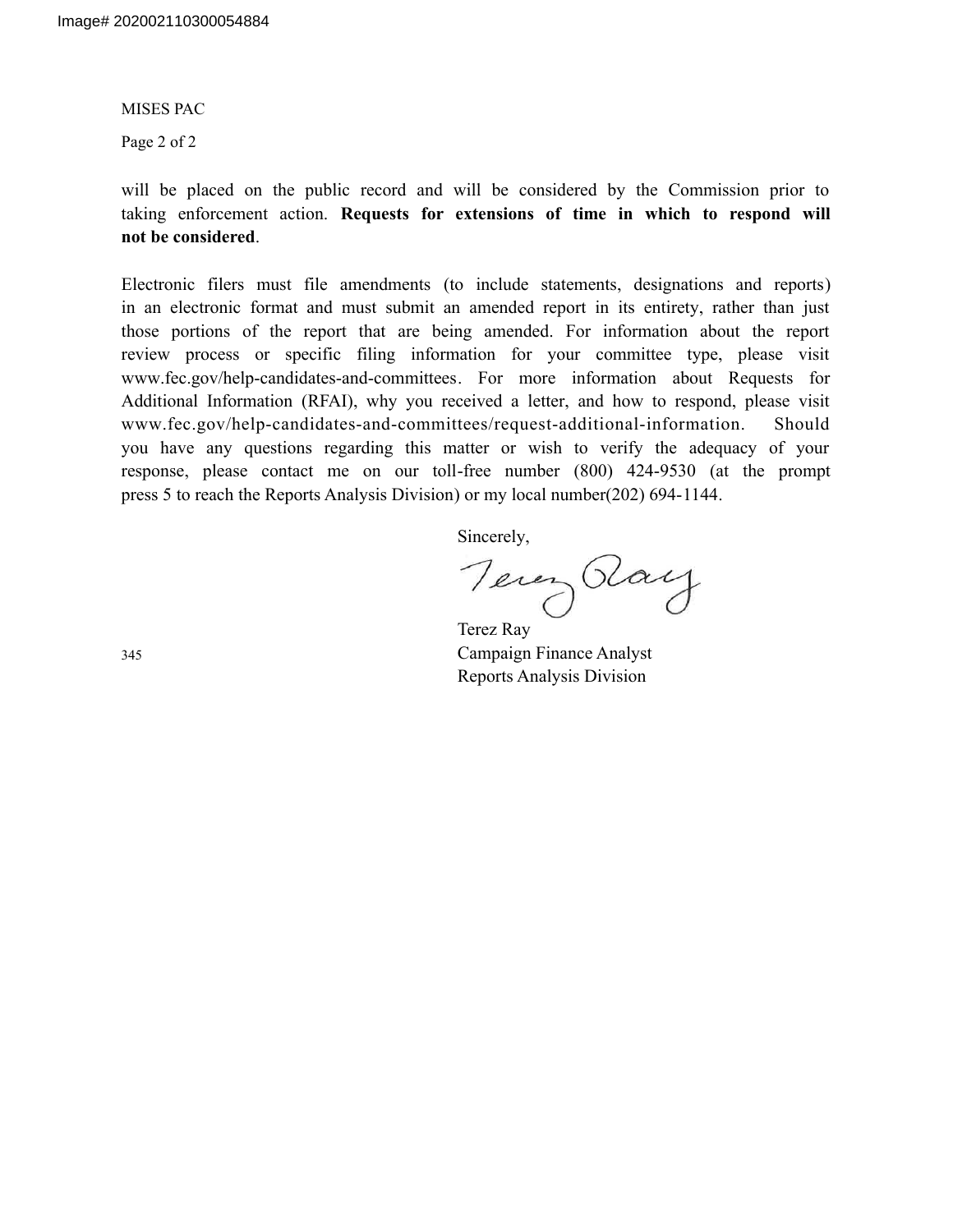will be placed on the public record and will be considered by the Commission prior to taking enforcement action. **Requests for extensions of time in which to respond will not be considered**.

Electronic filers must file amendments (to include statements, designations and reports) in an electronic format and must submit an amended report in its entirety, rather than just those portions of the report that are being amended. For information about the report review process or specific filing information for your committee type, please visit www.fec.gov/help-candidates-and-committees. For more information about Requests for Additional Information (RFAI), why you received a letter, and how to respond, please visit www.fec.gov/help-candidates-and-committees/request-additional-information. Should you have any questions regarding this matter or wish to verify the adequacy of your response, please contact me on our toll-free number (800) 424-9530 (at the prompt press 5 to reach the Reports Analysis Division) or my local number(202) 694-1144.

Sincerely,

Terez Ray
Campaign Finance Analyst
Reports Analysis Division

345